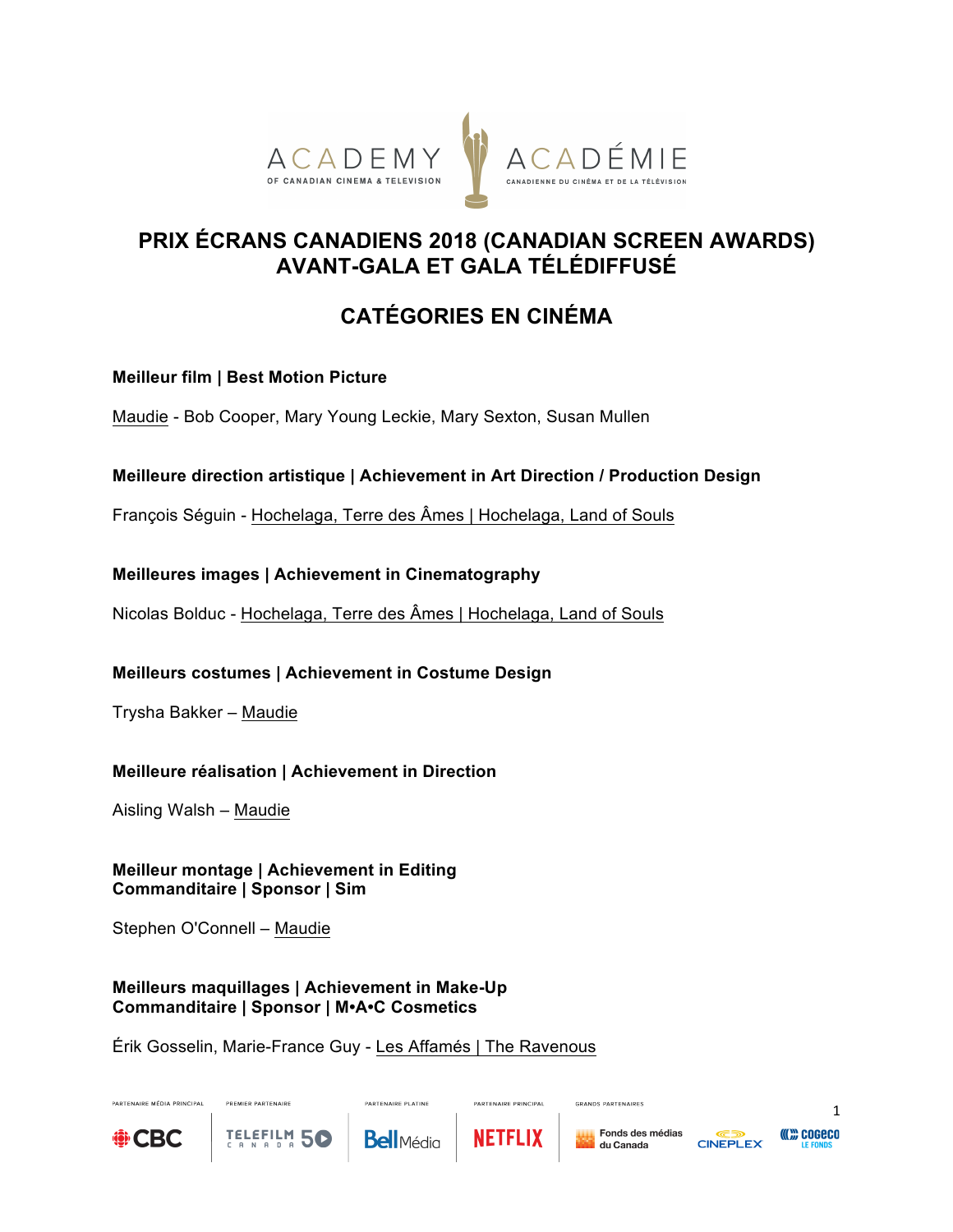# PRIX ÉCRANS CANADIENS 2018 (CANADIAN SCREEN AWARDS) AVANT-GALA ET GALA TÉLÉDIFFUSÉ

## CATÉGORIES EN CINÉMA

**Meilleur film | Best Motion Picture**

Maudie - Bob Cooper, Mary Young Leckie, Mary Sexton, Susan Mullen

**Meilleure direction artistique | Achievement in Art Direction / Production Design**

François Séguin - Hochelaga, Terre des Âmes | Hochelaga, Land of Souls

**Meilleures images | Achievement in Cinematography**

Nicolas Bolduc - Hochelaga, Terre des Âmes | Hochelaga, Land of Souls

**Meilleurs costumes | Achievement in Costume Design**

Trysha Bakker – Maudie

**Meilleure réalisation | Achievement in Direction**

Aisling Walsh – Maudie

**Meilleur montage | Achievement in Editing**
**Commanditaire | Sponsor | Sim**

Stephen O'Connell – Maudie

**Meilleurs maquillages | Achievement in Make-Up**
**Commanditaire | Sponsor | M•A•C Cosmetics**

Érik Gosselin, Marie-France Guy - Les Affamés | The Ravenous

PARTENAIRE MÉDIA PRINCIPAL CBC | PREMIER PARTENAIRE TELEFILM CANADA 50 | PARTENAIRE PLATINE Bell Média | PARTENAIRE PRINCIPAL NETFLIX | GRANDS PARTENAIRES Fonds des médias du Canada, CINEPLEX, COGECO LE FONDS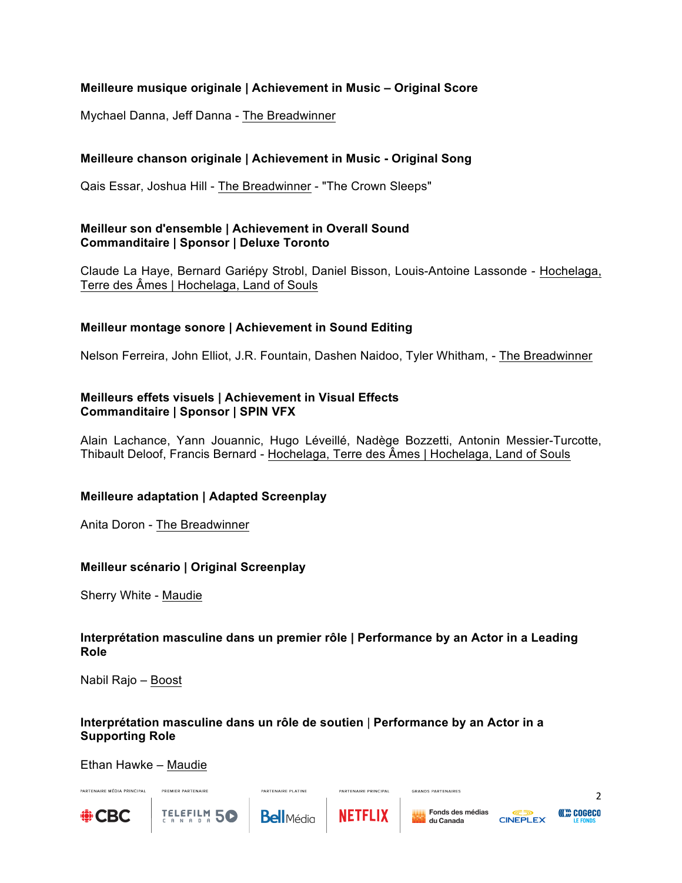**Meilleure musique originale | Achievement in Music – Original Score**

Mychael Danna, Jeff Danna - The Breadwinner

**Meilleure chanson originale | Achievement in Music - Original Song**

Qais Essar, Joshua Hill - The Breadwinner - "The Crown Sleeps"

**Meilleur son d'ensemble | Achievement in Overall Sound**
**Commanditaire | Sponsor | Deluxe Toronto**

Claude La Haye, Bernard Gariépy Strobl, Daniel Bisson, Louis-Antoine Lassonde - Hochelaga, Terre des Âmes | Hochelaga, Land of Souls

**Meilleur montage sonore | Achievement in Sound Editing**

Nelson Ferreira, John Elliot, J.R. Fountain, Dashen Naidoo, Tyler Whitham, - The Breadwinner

**Meilleurs effets visuels | Achievement in Visual Effects**
**Commanditaire | Sponsor | SPIN VFX**

Alain Lachance, Yann Jouannic, Hugo Léveillé, Nadège Bozzetti, Antonin Messier-Turcotte, Thibault Deloof, Francis Bernard - Hochelaga, Terre des Âmes | Hochelaga, Land of Souls

**Meilleure adaptation | Adapted Screenplay**

Anita Doron - The Breadwinner

**Meilleur scénario | Original Screenplay**

Sherry White - Maudie

**Interprétation masculine dans un premier rôle | Performance by an Actor in a Leading Role**

Nabil Rajo – Boost

**Interprétation masculine dans un rôle de soutien | Performance by an Actor in a Supporting Role**

Ethan Hawke – Maudie

PARTENAIRE MÉDIA PRINCIPAL CBC | PREMIER PARTENAIRE TELEFILM CANADA 50 | PARTENAIRE PLATINE Bell Média | PARTENAIRE PRINCIPAL NETFLIX | GRANDS PARTENAIRES Fonds des médias du Canada, CINEPLEX, COGECO LE FONDS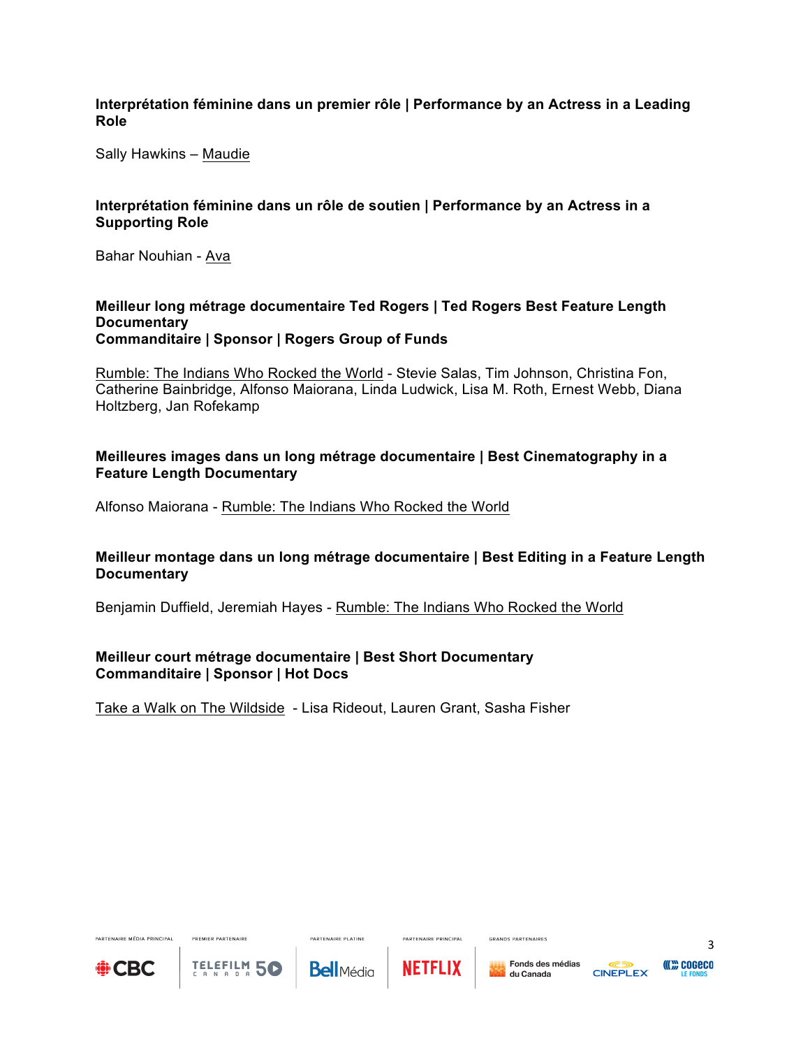**Interprétation féminine dans un premier rôle | Performance by an Actress in a Leading Role**

Sally Hawkins – Maudie

**Interprétation féminine dans un rôle de soutien | Performance by an Actress in a Supporting Role**

Bahar Nouhian - Ava

**Meilleur long métrage documentaire Ted Rogers | Ted Rogers Best Feature Length Documentary**
**Commanditaire | Sponsor | Rogers Group of Funds**

Rumble: The Indians Who Rocked the World - Stevie Salas, Tim Johnson, Christina Fon, Catherine Bainbridge, Alfonso Maiorana, Linda Ludwick, Lisa M. Roth, Ernest Webb, Diana Holtzberg, Jan Rofekamp

**Meilleures images dans un long métrage documentaire | Best Cinematography in a Feature Length Documentary**

Alfonso Maiorana - Rumble: The Indians Who Rocked the World

**Meilleur montage dans un long métrage documentaire | Best Editing in a Feature Length Documentary**

Benjamin Duffield, Jeremiah Hayes - Rumble: The Indians Who Rocked the World

**Meilleur court métrage documentaire | Best Short Documentary**
**Commanditaire | Sponsor | Hot Docs**

Take a Walk on The Wildside - Lisa Rideout, Lauren Grant, Sasha Fisher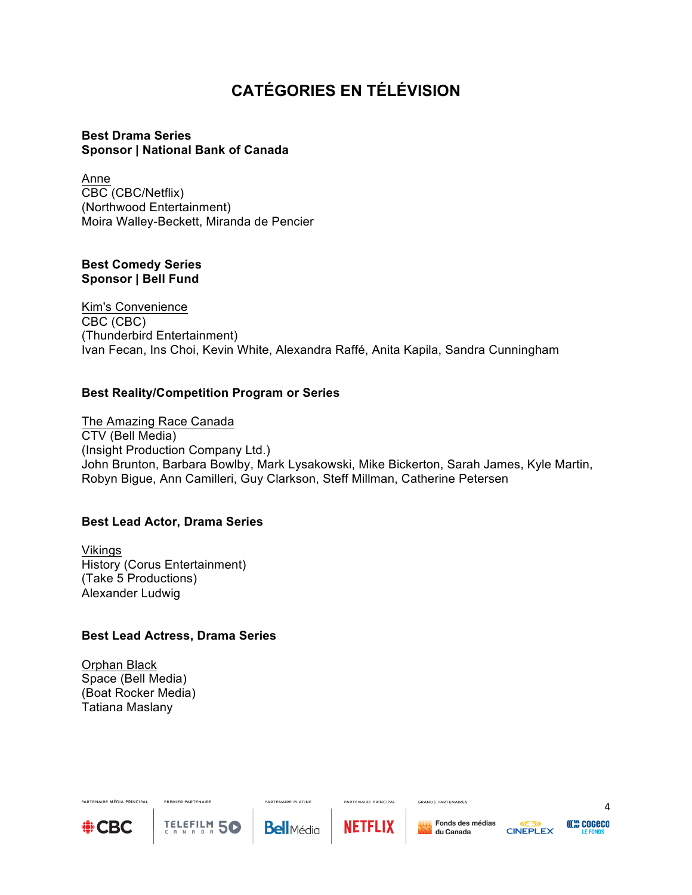# CATÉGORIES EN TÉLÉVISION

**Best Drama Series**
**Sponsor | National Bank of Canada**

<u>Anne</u>
CBC (CBC/Netflix)
(Northwood Entertainment)
Moira Walley-Beckett, Miranda de Pencier

**Best Comedy Series**
**Sponsor | Bell Fund**

<u>Kim's Convenience</u>
CBC (CBC)
(Thunderbird Entertainment)
Ivan Fecan, Ins Choi, Kevin White, Alexandra Raffé, Anita Kapila, Sandra Cunningham

**Best Reality/Competition Program or Series**

<u>The Amazing Race Canada</u>
CTV (Bell Media)
(Insight Production Company Ltd.)
John Brunton, Barbara Bowlby, Mark Lysakowski, Mike Bickerton, Sarah James, Kyle Martin, Robyn Bigue, Ann Camilleri, Guy Clarkson, Steff Millman, Catherine Petersen

**Best Lead Actor, Drama Series**

<u>Vikings</u>
History (Corus Entertainment)
(Take 5 Productions)
Alexander Ludwig

**Best Lead Actress, Drama Series**

<u>Orphan Black</u>
Space (Bell Media)
(Boat Rocker Media)
Tatiana Maslany

PARTENAIRE MÉDIA PRINCIPAL CBC | PREMIER PARTENAIRE TELEFILM CANADA 50 | PARTENAIRE PLATINE Bell Média | PARTENAIRE PRINCIPAL NETFLIX | GRANDS PARTENAIRES Fonds des médias du Canada, CINEPLEX, COGECO LE FONDS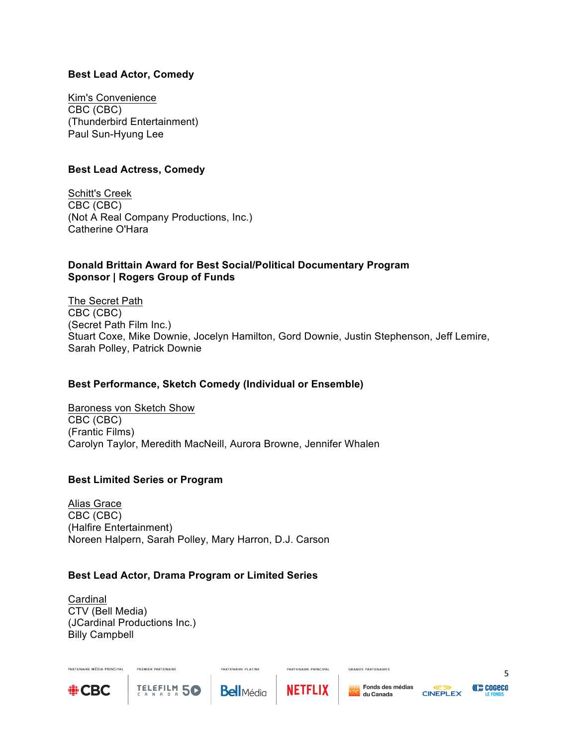**Best Lead Actor, Comedy**

Kim's Convenience
CBC (CBC)
(Thunderbird Entertainment)
Paul Sun-Hyung Lee

**Best Lead Actress, Comedy**

Schitt's Creek
CBC (CBC)
(Not A Real Company Productions, Inc.)
Catherine O'Hara

**Donald Brittain Award for Best Social/Political Documentary Program**
**Sponsor | Rogers Group of Funds**

The Secret Path
CBC (CBC)
(Secret Path Film Inc.)
Stuart Coxe, Mike Downie, Jocelyn Hamilton, Gord Downie, Justin Stephenson, Jeff Lemire, Sarah Polley, Patrick Downie

**Best Performance, Sketch Comedy (Individual or Ensemble)**

Baroness von Sketch Show
CBC (CBC)
(Frantic Films)
Carolyn Taylor, Meredith MacNeill, Aurora Browne, Jennifer Whalen

**Best Limited Series or Program**

Alias Grace
CBC (CBC)
(Halfire Entertainment)
Noreen Halpern, Sarah Polley, Mary Harron, D.J. Carson

**Best Lead Actor, Drama Program or Limited Series**

Cardinal
CTV (Bell Media)
(JCardinal Productions Inc.)
Billy Campbell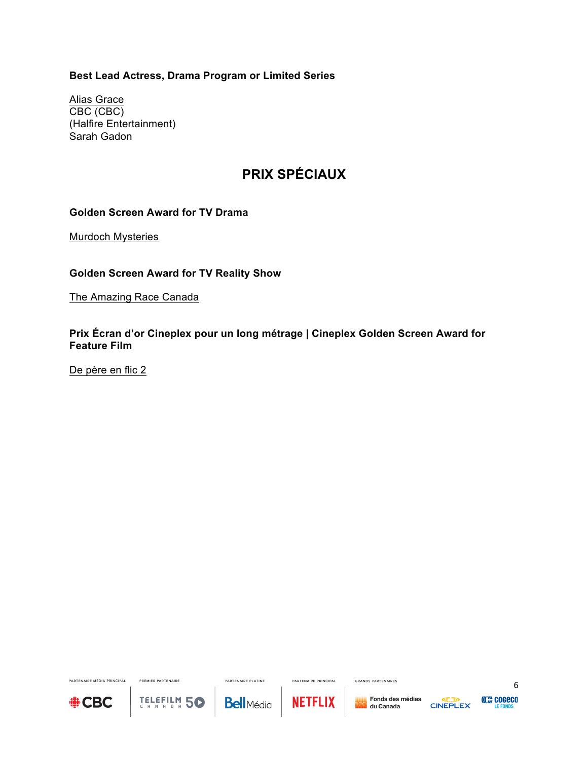**Best Lead Actress, Drama Program or Limited Series**

Alias Grace
CBC (CBC)
(Halfire Entertainment)
Sarah Gadon

## PRIX SPÉCIAUX

**Golden Screen Award for TV Drama**

Murdoch Mysteries

**Golden Screen Award for TV Reality Show**

The Amazing Race Canada

**Prix Écran d'or Cineplex pour un long métrage | Cineplex Golden Screen Award for Feature Film**

De père en flic 2

PARTENAIRE MÉDIA PRINCIPAL CBC | PREMIER PARTENAIRE TELEFILM CANADA 50 | PARTENAIRE PLATINE Bell Média | PARTENAIRE PRINCIPAL NETFLIX | GRANDS PARTENAIRES Fonds des médias du Canada, CINEPLEX, COGECO LE FONDS